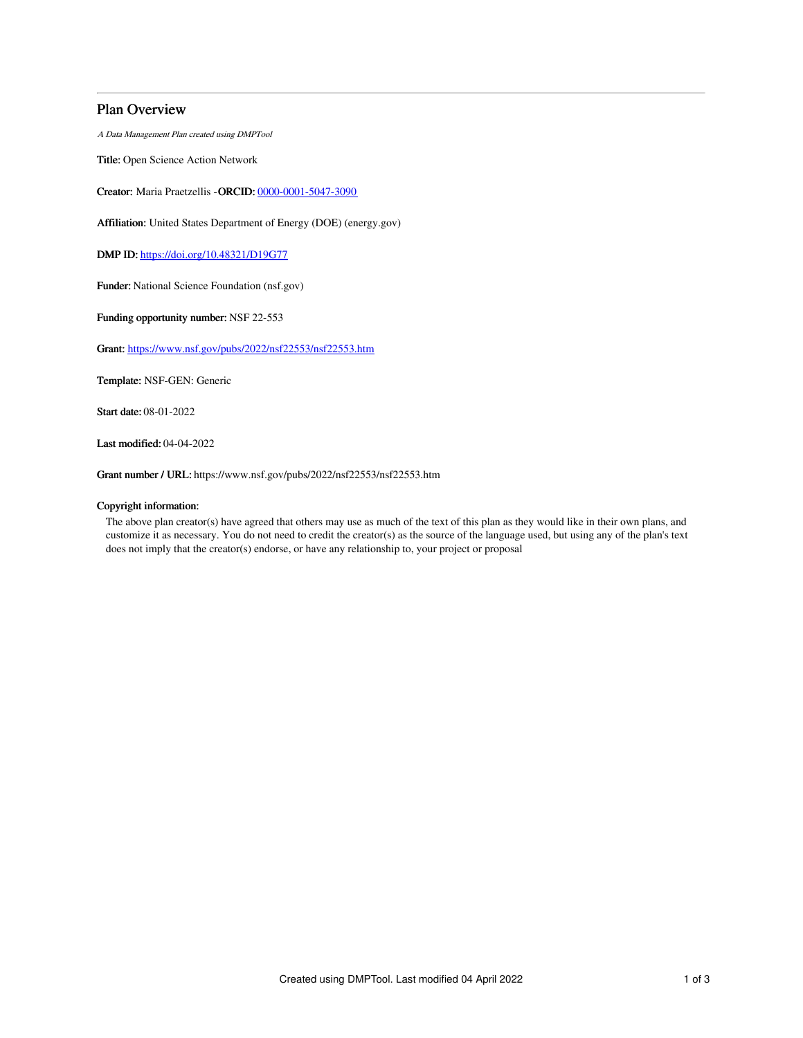# Plan Overview

*A Data Management Plan created using DMPTool*

**Title:** Open Science Action Network

**Creator:** Maria Praetzellis -**ORCID:** [0000-0001-5047-3090](0000-0001-5047-3090)

**Affiliation:** United States Department of Energy (DOE) (energy.gov)

**DMP ID:** [https://doi.org/10.48321/D19G77](https://doi.org/10.48321/D19G77)

**Funder:** National Science Foundation (nsf.gov)

**Funding opportunity number:** NSF 22-553

**Grant:** [https://www.nsf.gov/pubs/2022/nsf22553/nsf22553.htm](https://www.nsf.gov/pubs/2022/nsf22553/nsf22553.htm)

**Template:** NSF-GEN: Generic

**Start date:** 08-01-2022

**Last modified:** 04-04-2022

**Grant number / URL:** https://www.nsf.gov/pubs/2022/nsf22553/nsf22553.htm

**Copyright information:**

The above plan creator(s) have agreed that others may use as much of the text of this plan as they would like in their own plans, and customize it as necessary. You do not need to credit the creator(s) as the source of the language used, but using any of the plan's text does not imply that the creator(s) endorse, or have any relationship to, your project or proposal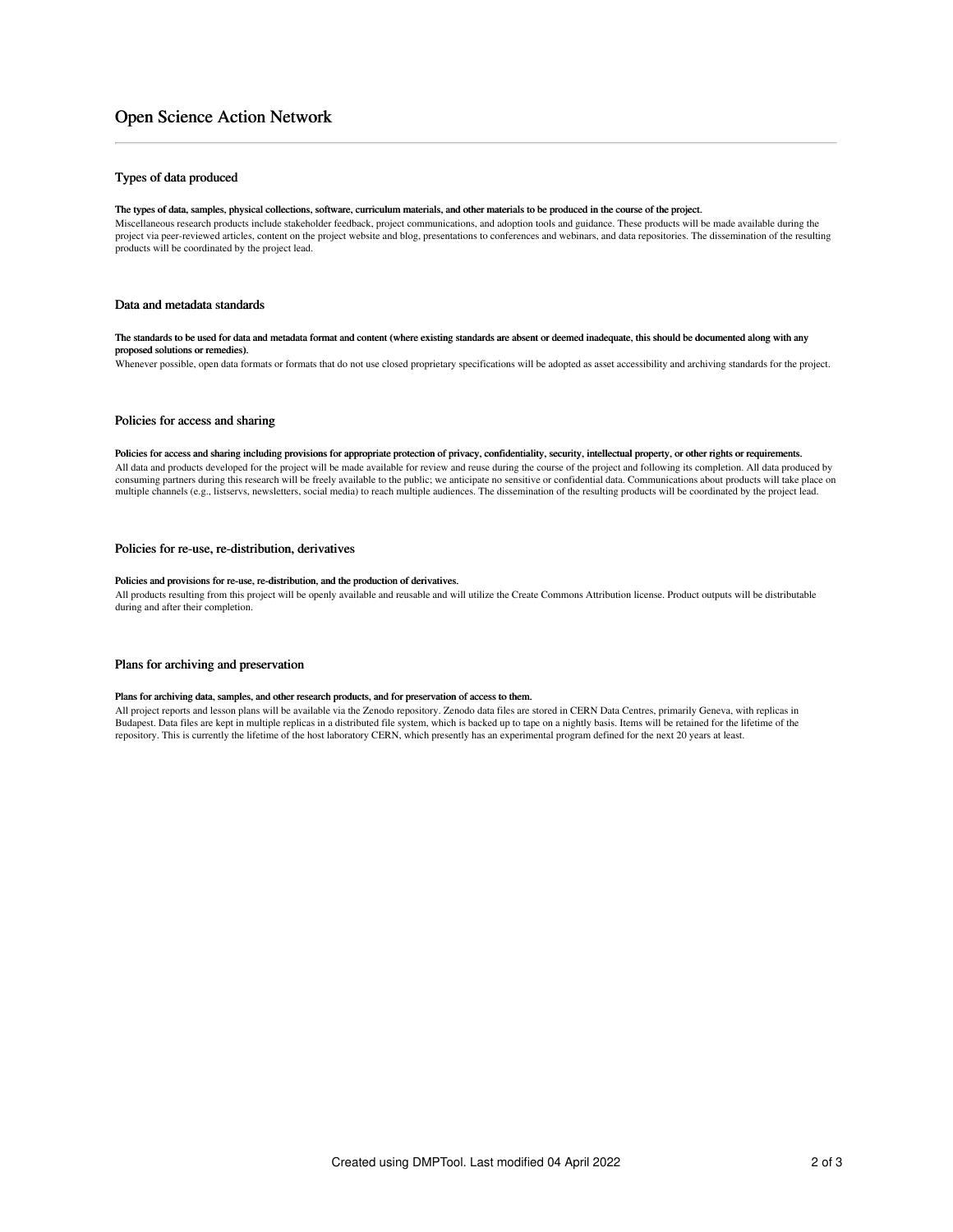# Open Science Action Network

## Types of data produced

**The types of data, samples, physical collections, software, curriculum materials, and other materials to be produced in the course of the project.**

Miscellaneous research products include stakeholder feedback, project communications, and adoption tools and guidance. These products will be made available during the project via peer-reviewed articles, content on the project website and blog, presentations to conferences and webinars, and data repositories. The dissemination of the resulting products will be coordinated by the project lead.

## Data and metadata standards

**The standards to be used for data and metadata format and content (where existing standards are absent or deemed inadequate, this should be documented along with any proposed solutions or remedies).**

Whenever possible, open data formats or formats that do not use closed proprietary specifications will be adopted as asset accessibility and archiving standards for the project.

## Policies for access and sharing

**Policies for access and sharing including provisions for appropriate protection of privacy, confidentiality, security, intellectual property, or other rights or requirements.**

All data and products developed for the project will be made available for review and reuse during the course of the project and following its completion. All data produced by consuming partners during this research will be freely available to the public; we anticipate no sensitive or confidential data. Communications about products will take place on multiple channels (e.g., listservs, newsletters, social media) to reach multiple audiences. The dissemination of the resulting products will be coordinated by the project lead.

## Policies for re-use, re-distribution, derivatives

**Policies and provisions for re-use, re-distribution, and the production of derivatives.**

All products resulting from this project will be openly available and reusable and will utilize the Create Commons Attribution license. Product outputs will be distributable during and after their completion.

## Plans for archiving and preservation

**Plans for archiving data, samples, and other research products, and for preservation of access to them.**

All project reports and lesson plans will be available via the Zenodo repository. Zenodo data files are stored in CERN Data Centres, primarily Geneva, with replicas in Budapest. Data files are kept in multiple replicas in a distributed file system, which is backed up to tape on a nightly basis. Items will be retained for the lifetime of the repository. This is currently the lifetime of the host laboratory CERN, which presently has an experimental program defined for the next 20 years at least.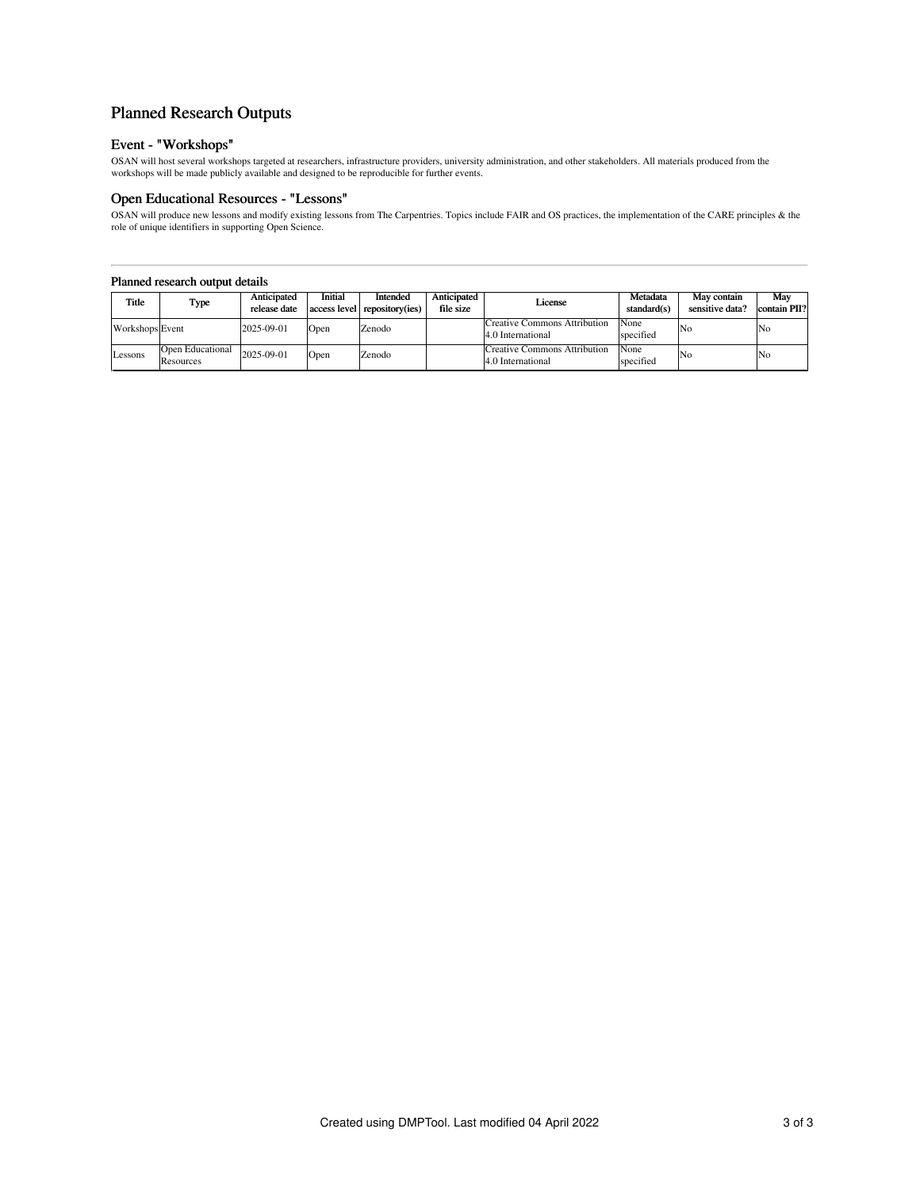## Planned Research Outputs

### Event - "Workshops"

OSAN will host several workshops targeted at researchers, infrastructure providers, university administration, and other stakeholders. All materials produced from the workshops will be made publicly available and designed to be reproducible for further events.

### Open Educational Resources - "Lessons"

OSAN will produce new lessons and modify existing lessons from The Carpentries. Topics include FAIR and OS practices, the implementation of the CARE principles & the role of unique identifiers in supporting Open Science.

---

#### Planned research output details

| Title | Type | Anticipated release date | Initial access level | Intended repository(ies) | Anticipated file size | License | Metadata standard(s) | May contain sensitive data? | May contain PII? |
|---|---|---|---|---|---|---|---|---|---|
| Workshops | Event | 2025-09-01 | Open | Zenodo | | Creative Commons Attribution 4.0 International | None specified | No | No |
| Lessons | Open Educational Resources | 2025-09-01 | Open | Zenodo | | Creative Commons Attribution 4.0 International | None specified | No | No |

Created using DMPTool. Last modified 04 April 2022